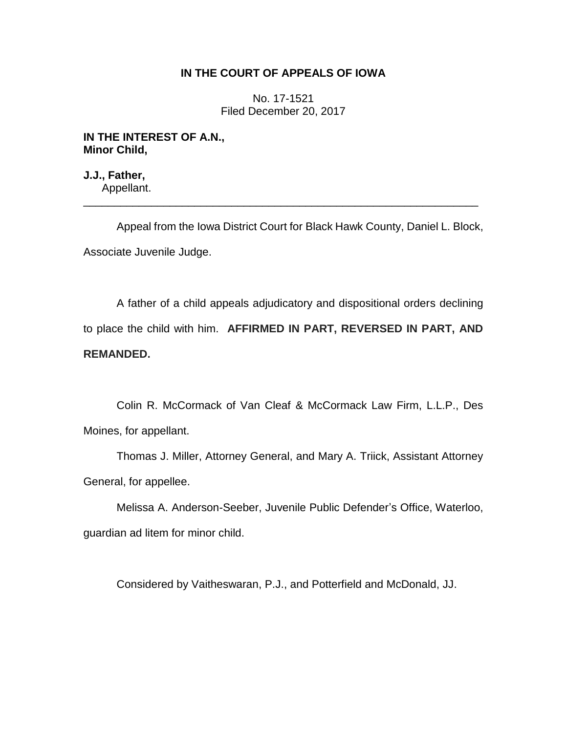# IN THE COURT OF APPEALS OF IOWA

No. 17-1521
Filed December 20, 2017

**IN THE INTEREST OF A.N., Minor Child,**

**J.J., Father,**
Appellant.

---

Appeal from the Iowa District Court for Black Hawk County, Daniel L. Block, Associate Juvenile Judge.

A father of a child appeals adjudicatory and dispositional orders declining to place the child with him. **AFFIRMED IN PART, REVERSED IN PART, AND REMANDED.**

Colin R. McCormack of Van Cleaf & McCormack Law Firm, L.L.P., Des Moines, for appellant.

Thomas J. Miller, Attorney General, and Mary A. Triick, Assistant Attorney General, for appellee.

Melissa A. Anderson-Seeber, Juvenile Public Defender's Office, Waterloo, guardian ad litem for minor child.

Considered by Vaitheswaran, P.J., and Potterfield and McDonald, JJ.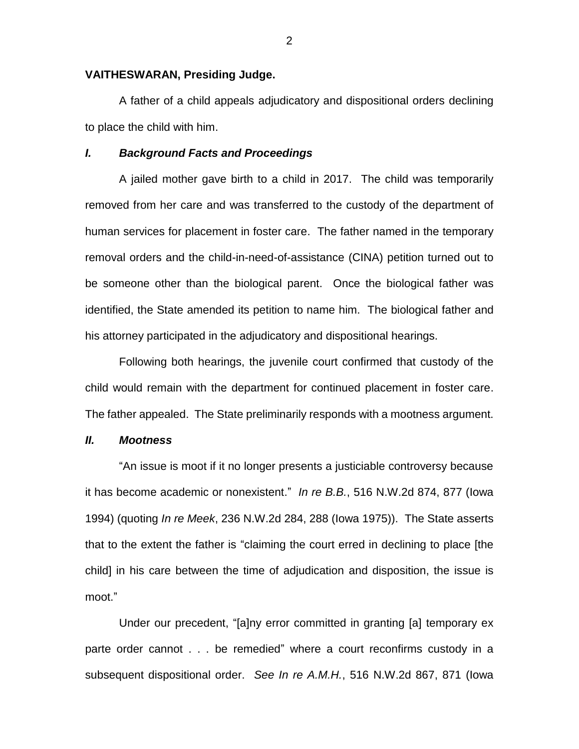**VAITHESWARAN, Presiding Judge.**

A father of a child appeals adjudicatory and dispositional orders declining to place the child with him.

### *I. Background Facts and Proceedings*

A jailed mother gave birth to a child in 2017. The child was temporarily removed from her care and was transferred to the custody of the department of human services for placement in foster care. The father named in the temporary removal orders and the child-in-need-of-assistance (CINA) petition turned out to be someone other than the biological parent. Once the biological father was identified, the State amended its petition to name him. The biological father and his attorney participated in the adjudicatory and dispositional hearings.

Following both hearings, the juvenile court confirmed that custody of the child would remain with the department for continued placement in foster care. The father appealed. The State preliminarily responds with a mootness argument.

### *II. Mootness*

"An issue is moot if it no longer presents a justiciable controversy because it has become academic or nonexistent." *In re B.B.*, 516 N.W.2d 874, 877 (Iowa 1994) (quoting *In re Meek*, 236 N.W.2d 284, 288 (Iowa 1975)). The State asserts that to the extent the father is "claiming the court erred in declining to place [the child] in his care between the time of adjudication and disposition, the issue is moot."

Under our precedent, "[a]ny error committed in granting [a] temporary ex parte order cannot . . . be remedied" where a court reconfirms custody in a subsequent dispositional order. *See In re A.M.H.*, 516 N.W.2d 867, 871 (Iowa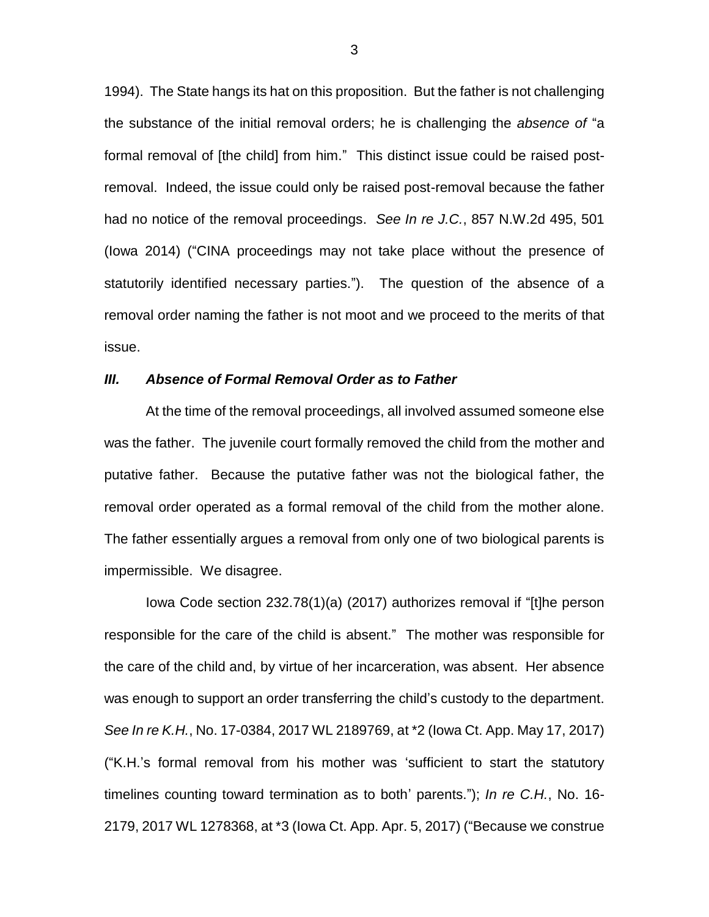1994). The State hangs its hat on this proposition. But the father is not challenging the substance of the initial removal orders; he is challenging the *absence of* "a formal removal of [the child] from him." This distinct issue could be raised post-removal. Indeed, the issue could only be raised post-removal because the father had no notice of the removal proceedings. *See In re J.C.*, 857 N.W.2d 495, 501 (Iowa 2014) ("CINA proceedings may not take place without the presence of statutorily identified necessary parties."). The question of the absence of a removal order naming the father is not moot and we proceed to the merits of that issue.

### *III. Absence of Formal Removal Order as to Father*

At the time of the removal proceedings, all involved assumed someone else was the father. The juvenile court formally removed the child from the mother and putative father. Because the putative father was not the biological father, the removal order operated as a formal removal of the child from the mother alone. The father essentially argues a removal from only one of two biological parents is impermissible. We disagree.

Iowa Code section 232.78(1)(a) (2017) authorizes removal if "[t]he person responsible for the care of the child is absent." The mother was responsible for the care of the child and, by virtue of her incarceration, was absent. Her absence was enough to support an order transferring the child's custody to the department. *See In re K.H.*, No. 17-0384, 2017 WL 2189769, at *2 (Iowa Ct. App. May 17, 2017) ("K.H.'s formal removal from his mother was 'sufficient to start the statutory timelines counting toward termination as to both' parents."); *In re C.H.*, No. 16-2179, 2017 WL 1278368, at *3 (Iowa Ct. App. Apr. 5, 2017) ("Because we construe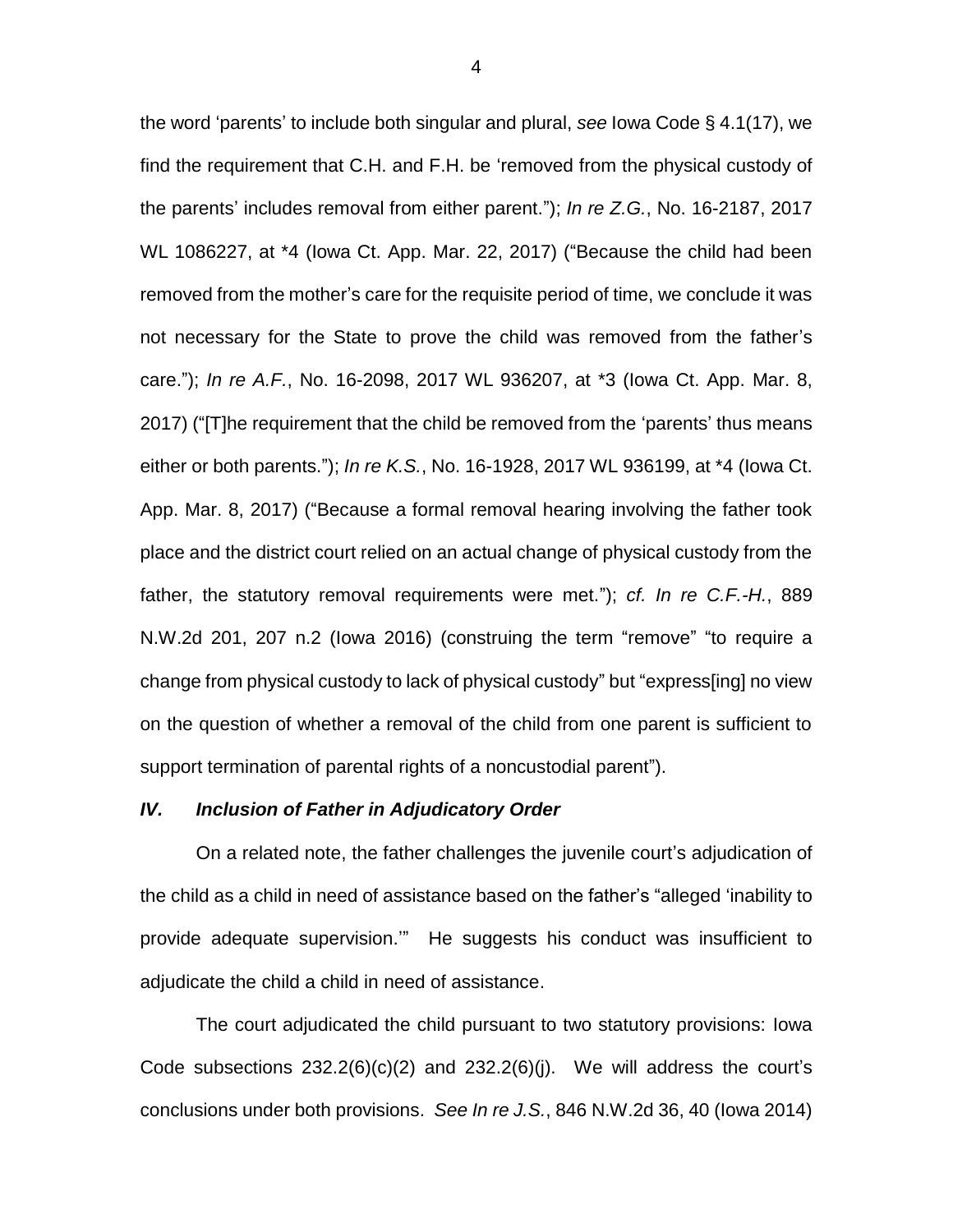the word 'parents' to include both singular and plural, *see* Iowa Code § 4.1(17), we find the requirement that C.H. and F.H. be 'removed from the physical custody of the parents' includes removal from either parent."); *In re Z.G.*, No. 16-2187, 2017 WL 1086227, at *4 (Iowa Ct. App. Mar. 22, 2017) ("Because the child had been removed from the mother's care for the requisite period of time, we conclude it was not necessary for the State to prove the child was removed from the father's care."); *In re A.F.*, No. 16-2098, 2017 WL 936207, at *3 (Iowa Ct. App. Mar. 8, 2017) ("[T]he requirement that the child be removed from the 'parents' thus means either or both parents."); *In re K.S.*, No. 16-1928, 2017 WL 936199, at *4 (Iowa Ct. App. Mar. 8, 2017) ("Because a formal removal hearing involving the father took place and the district court relied on an actual change of physical custody from the father, the statutory removal requirements were met."); *cf. In re C.F.-H.*, 889 N.W.2d 201, 207 n.2 (Iowa 2016) (construing the term "remove" "to require a change from physical custody to lack of physical custody" but "express[ing] no view on the question of whether a removal of the child from one parent is sufficient to support termination of parental rights of a noncustodial parent").

### *IV. Inclusion of Father in Adjudicatory Order*

On a related note, the father challenges the juvenile court's adjudication of the child as a child in need of assistance based on the father's "alleged 'inability to provide adequate supervision.'" He suggests his conduct was insufficient to adjudicate the child a child in need of assistance.

The court adjudicated the child pursuant to two statutory provisions: Iowa Code subsections 232.2(6)(c)(2) and 232.2(6)(j). We will address the court's conclusions under both provisions. *See In re J.S.*, 846 N.W.2d 36, 40 (Iowa 2014)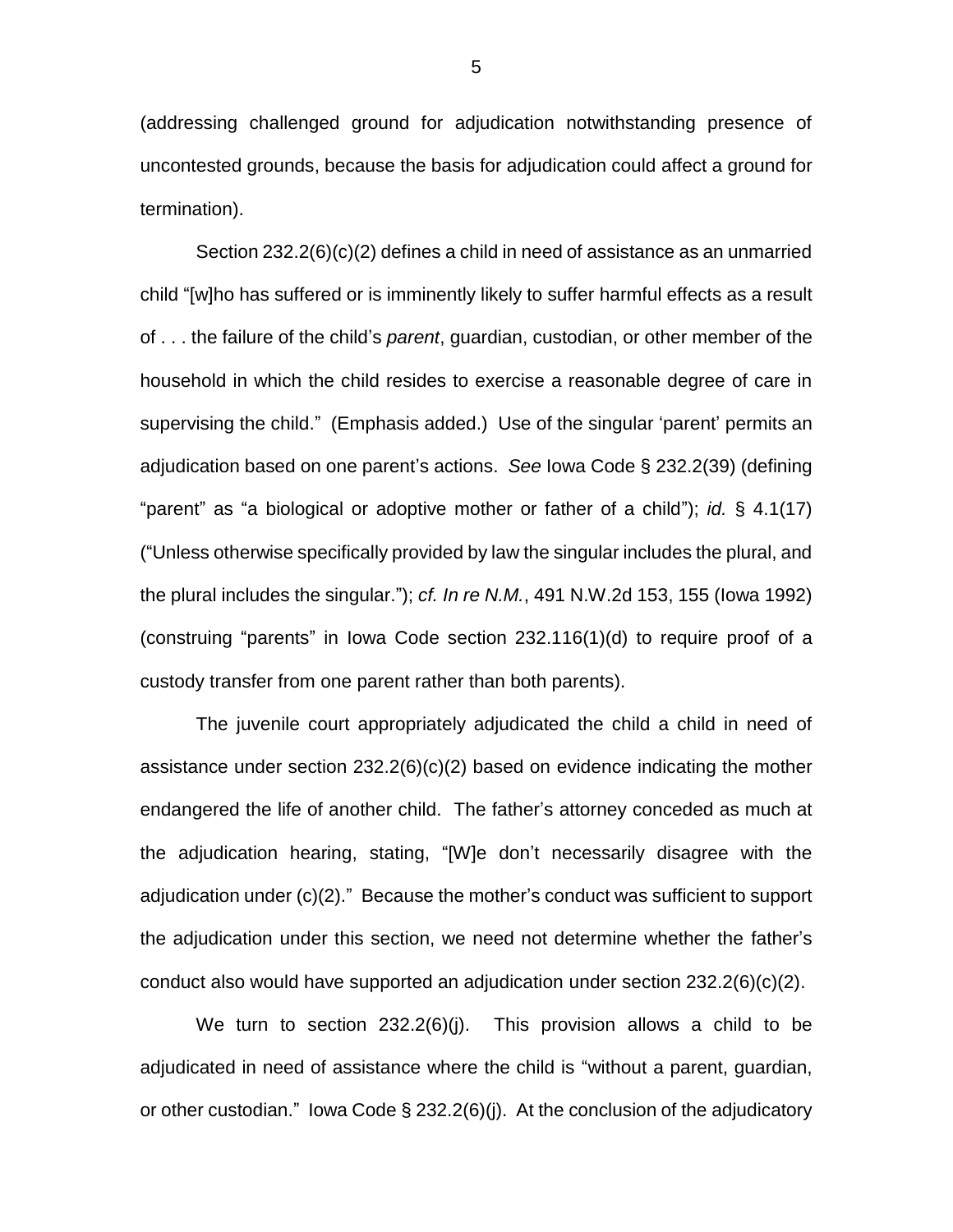(addressing challenged ground for adjudication notwithstanding presence of uncontested grounds, because the basis for adjudication could affect a ground for termination).

Section 232.2(6)(c)(2) defines a child in need of assistance as an unmarried child "[w]ho has suffered or is imminently likely to suffer harmful effects as a result of . . . the failure of the child's *parent*, guardian, custodian, or other member of the household in which the child resides to exercise a reasonable degree of care in supervising the child." (Emphasis added.) Use of the singular 'parent' permits an adjudication based on one parent's actions. *See* Iowa Code § 232.2(39) (defining "parent" as "a biological or adoptive mother or father of a child"); *id.* § 4.1(17) ("Unless otherwise specifically provided by law the singular includes the plural, and the plural includes the singular."); *cf. In re N.M.*, 491 N.W.2d 153, 155 (Iowa 1992) (construing "parents" in Iowa Code section 232.116(1)(d) to require proof of a custody transfer from one parent rather than both parents).

The juvenile court appropriately adjudicated the child a child in need of assistance under section 232.2(6)(c)(2) based on evidence indicating the mother endangered the life of another child. The father's attorney conceded as much at the adjudication hearing, stating, "[W]e don't necessarily disagree with the adjudication under (c)(2)." Because the mother's conduct was sufficient to support the adjudication under this section, we need not determine whether the father's conduct also would have supported an adjudication under section 232.2(6)(c)(2).

We turn to section 232.2(6)(j). This provision allows a child to be adjudicated in need of assistance where the child is "without a parent, guardian, or other custodian." Iowa Code § 232.2(6)(j). At the conclusion of the adjudicatory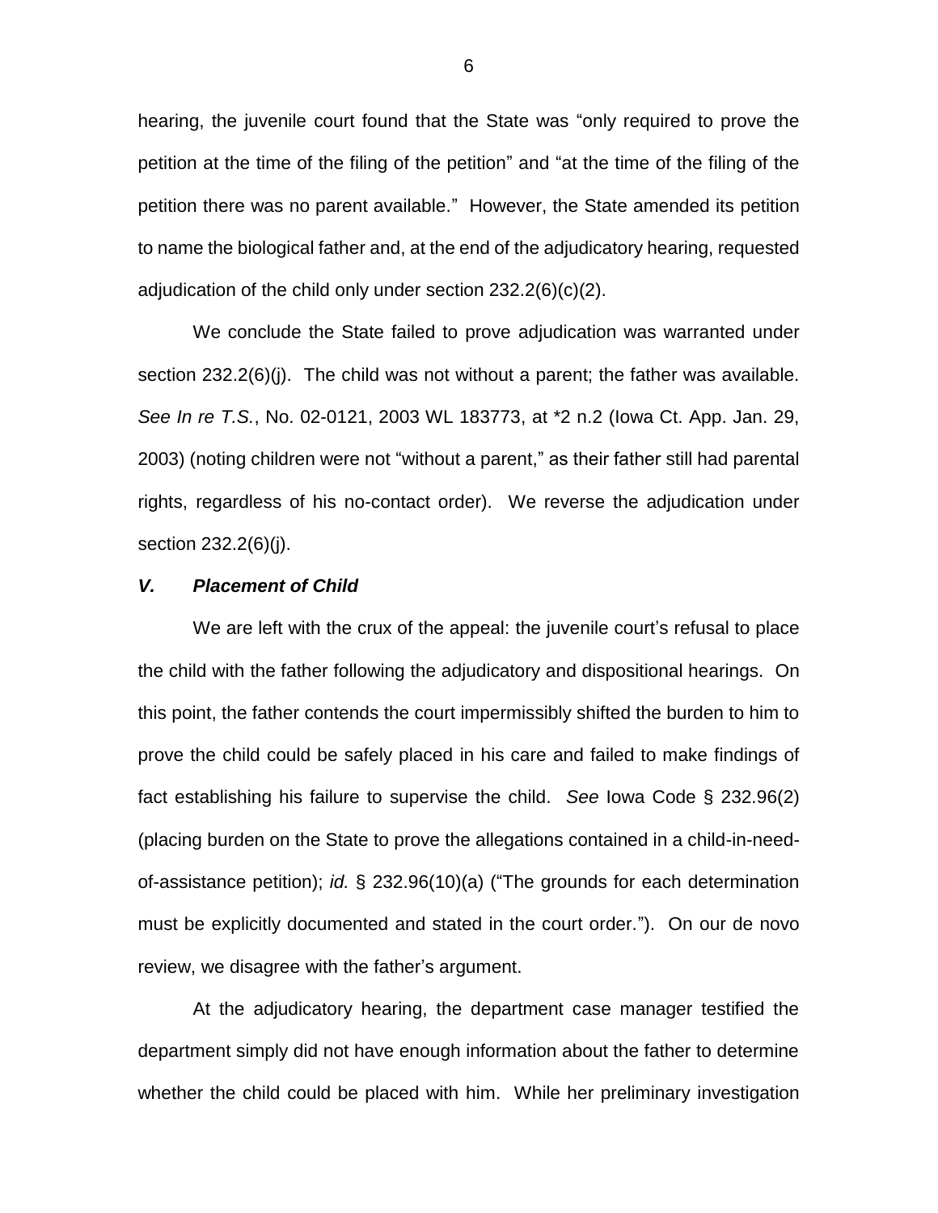hearing, the juvenile court found that the State was "only required to prove the petition at the time of the filing of the petition" and "at the time of the filing of the petition there was no parent available." However, the State amended its petition to name the biological father and, at the end of the adjudicatory hearing, requested adjudication of the child only under section 232.2(6)(c)(2).

We conclude the State failed to prove adjudication was warranted under section 232.2(6)(j). The child was not without a parent; the father was available. *See In re T.S.*, No. 02-0121, 2003 WL 183773, at *2 n.2 (Iowa Ct. App. Jan. 29, 2003) (noting children were not "without a parent," as their father still had parental rights, regardless of his no-contact order). We reverse the adjudication under section 232.2(6)(j).

### ***V. Placement of Child***

We are left with the crux of the appeal: the juvenile court's refusal to place the child with the father following the adjudicatory and dispositional hearings. On this point, the father contends the court impermissibly shifted the burden to him to prove the child could be safely placed in his care and failed to make findings of fact establishing his failure to supervise the child. *See* Iowa Code § 232.96(2) (placing burden on the State to prove the allegations contained in a child-in-need-of-assistance petition); *id.* § 232.96(10)(a) ("The grounds for each determination must be explicitly documented and stated in the court order."). On our de novo review, we disagree with the father's argument.

At the adjudicatory hearing, the department case manager testified the department simply did not have enough information about the father to determine whether the child could be placed with him. While her preliminary investigation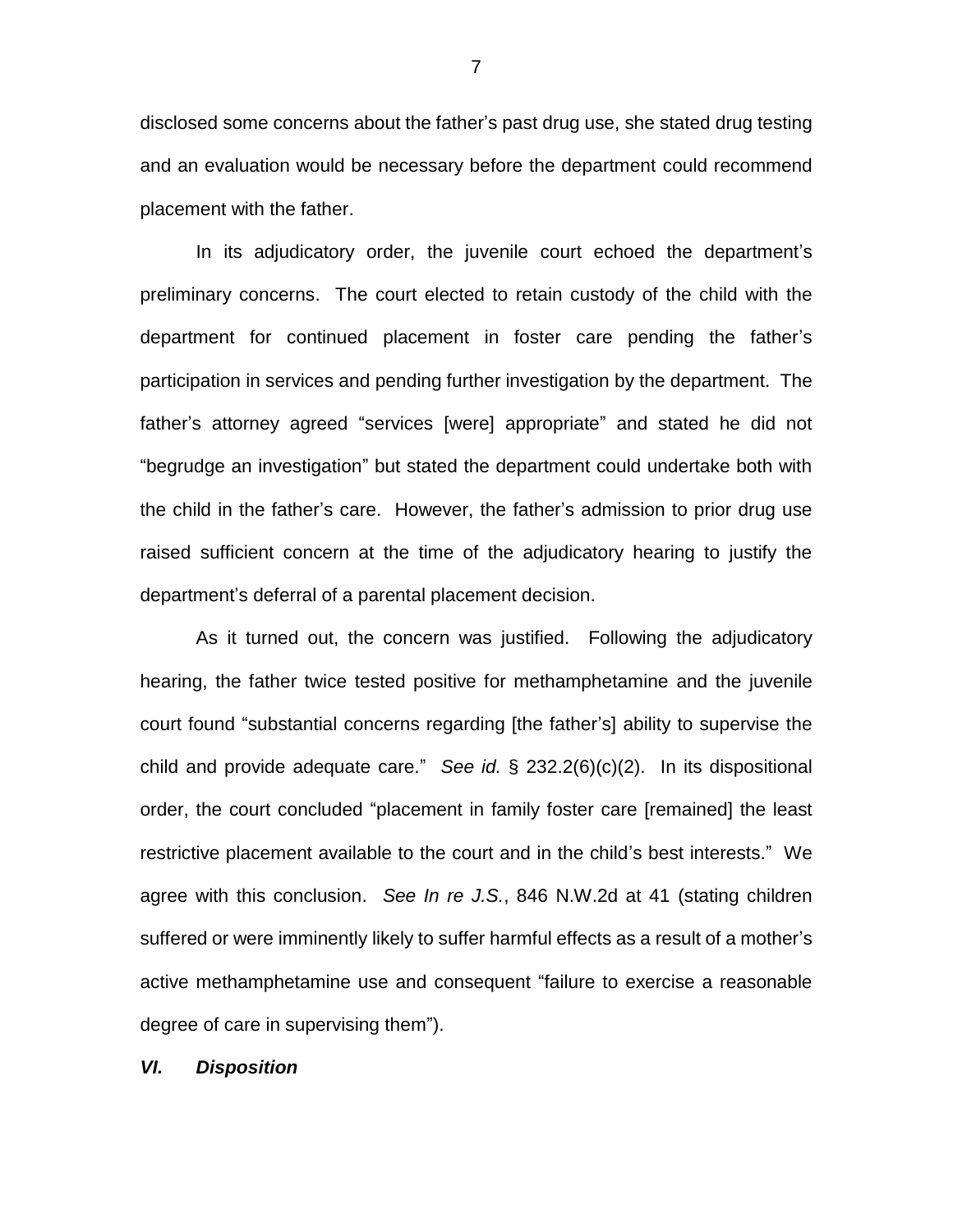disclosed some concerns about the father's past drug use, she stated drug testing and an evaluation would be necessary before the department could recommend placement with the father.

In its adjudicatory order, the juvenile court echoed the department's preliminary concerns. The court elected to retain custody of the child with the department for continued placement in foster care pending the father's participation in services and pending further investigation by the department. The father's attorney agreed "services [were] appropriate" and stated he did not "begrudge an investigation" but stated the department could undertake both with the child in the father's care. However, the father's admission to prior drug use raised sufficient concern at the time of the adjudicatory hearing to justify the department's deferral of a parental placement decision.

As it turned out, the concern was justified. Following the adjudicatory hearing, the father twice tested positive for methamphetamine and the juvenile court found "substantial concerns regarding [the father's] ability to supervise the child and provide adequate care." *See id.* § 232.2(6)(c)(2). In its dispositional order, the court concluded "placement in family foster care [remained] the least restrictive placement available to the court and in the child's best interests." We agree with this conclusion. *See In re J.S.*, 846 N.W.2d at 41 (stating children suffered or were imminently likely to suffer harmful effects as a result of a mother's active methamphetamine use and consequent "failure to exercise a reasonable degree of care in supervising them").

***VI. Disposition***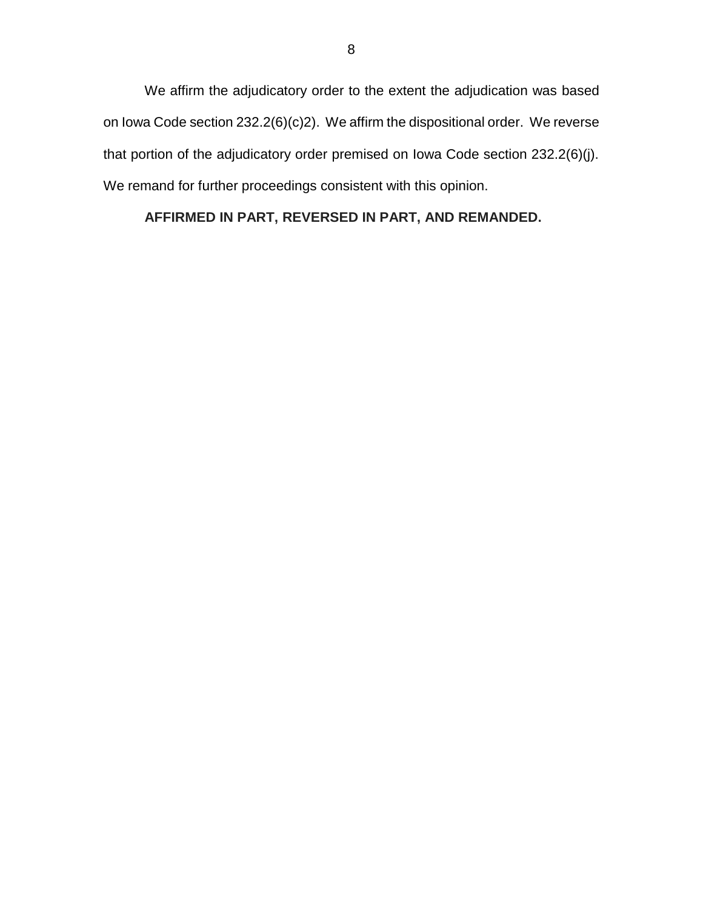We affirm the adjudicatory order to the extent the adjudication was based on Iowa Code section 232.2(6)(c)2). We affirm the dispositional order. We reverse that portion of the adjudicatory order premised on Iowa Code section 232.2(6)(j). We remand for further proceedings consistent with this opinion.

**AFFIRMED IN PART, REVERSED IN PART, AND REMANDED.**